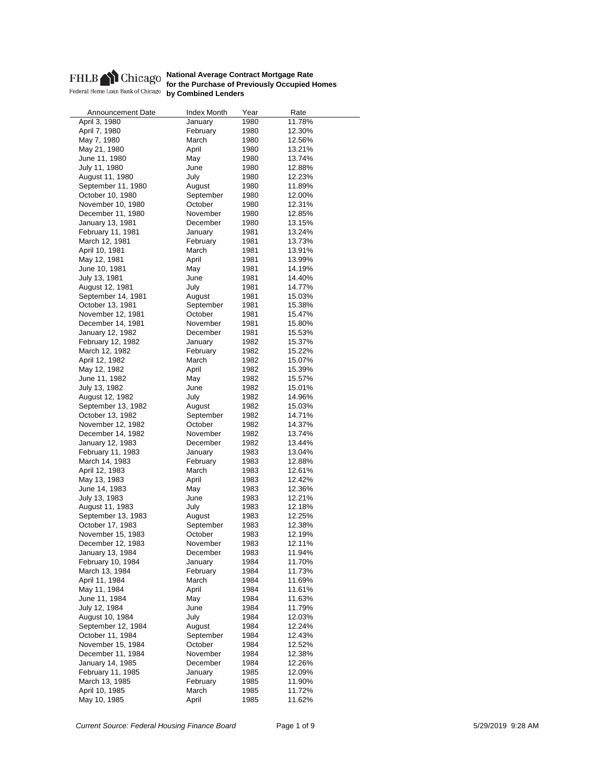FHLB Chicago
Federal Home Loan Bank of Chicago

**National Average Contract Mortgage Rate for the Purchase of Previously Occupied Homes by Combined Lenders**

| Announcement Date | Index Month | Year | Rate |
|---|---|---|---|
| April 3, 1980 | January | 1980 | 11.78% |
| April 7, 1980 | February | 1980 | 12.30% |
| May 7, 1980 | March | 1980 | 12.56% |
| May 21, 1980 | April | 1980 | 13.21% |
| June 11, 1980 | May | 1980 | 13.74% |
| July 11, 1980 | June | 1980 | 12.88% |
| August 11, 1980 | July | 1980 | 12.23% |
| September 11, 1980 | August | 1980 | 11.89% |
| October 10, 1980 | September | 1980 | 12.00% |
| November 10, 1980 | October | 1980 | 12.31% |
| December 11, 1980 | November | 1980 | 12.85% |
| January 13, 1981 | December | 1980 | 13.15% |
| February 11, 1981 | January | 1981 | 13.24% |
| March 12, 1981 | February | 1981 | 13.73% |
| April 10, 1981 | March | 1981 | 13.91% |
| May 12, 1981 | April | 1981 | 13.99% |
| June 10, 1981 | May | 1981 | 14.19% |
| July 13, 1981 | June | 1981 | 14.40% |
| August 12, 1981 | July | 1981 | 14.77% |
| September 14, 1981 | August | 1981 | 15.03% |
| October 13, 1981 | September | 1981 | 15.38% |
| November 12, 1981 | October | 1981 | 15.47% |
| December 14, 1981 | November | 1981 | 15.80% |
| January 12, 1982 | December | 1981 | 15.53% |
| February 12, 1982 | January | 1982 | 15.37% |
| March 12, 1982 | February | 1982 | 15.22% |
| April 12, 1982 | March | 1982 | 15.07% |
| May 12, 1982 | April | 1982 | 15.39% |
| June 11, 1982 | May | 1982 | 15.57% |
| July 13, 1982 | June | 1982 | 15.01% |
| August 12, 1982 | July | 1982 | 14.96% |
| September 13, 1982 | August | 1982 | 15.03% |
| October 13, 1982 | September | 1982 | 14.71% |
| November 12, 1982 | October | 1982 | 14.37% |
| December 14, 1982 | November | 1982 | 13.74% |
| January 12, 1983 | December | 1982 | 13.44% |
| February 11, 1983 | January | 1983 | 13.04% |
| March 14, 1983 | February | 1983 | 12.88% |
| April 12, 1983 | March | 1983 | 12.61% |
| May 13, 1983 | April | 1983 | 12.42% |
| June 14, 1983 | May | 1983 | 12.36% |
| July 13, 1983 | June | 1983 | 12.21% |
| August 11, 1983 | July | 1983 | 12.18% |
| September 13, 1983 | August | 1983 | 12.25% |
| October 17, 1983 | September | 1983 | 12.38% |
| November 15, 1983 | October | 1983 | 12.19% |
| December 12, 1983 | November | 1983 | 12.11% |
| January 13, 1984 | December | 1983 | 11.94% |
| February 10, 1984 | January | 1984 | 11.70% |
| March 13, 1984 | February | 1984 | 11.73% |
| April 11, 1984 | March | 1984 | 11.69% |
| May 11, 1984 | April | 1984 | 11.61% |
| June 11, 1984 | May | 1984 | 11.63% |
| July 12, 1984 | June | 1984 | 11.79% |
| August 10, 1984 | July | 1984 | 12.03% |
| September 12, 1984 | August | 1984 | 12.24% |
| October 11, 1984 | September | 1984 | 12.43% |
| November 15, 1984 | October | 1984 | 12.52% |
| December 11, 1984 | November | 1984 | 12.38% |
| January 14, 1985 | December | 1984 | 12.26% |
| February 11, 1985 | January | 1985 | 12.09% |
| March 13, 1985 | February | 1985 | 11.90% |
| April 10, 1985 | March | 1985 | 11.72% |
| May 10, 1985 | April | 1985 | 11.62% |

*Current Source: Federal Housing Finance Board*

5/29/2019 9:28 AM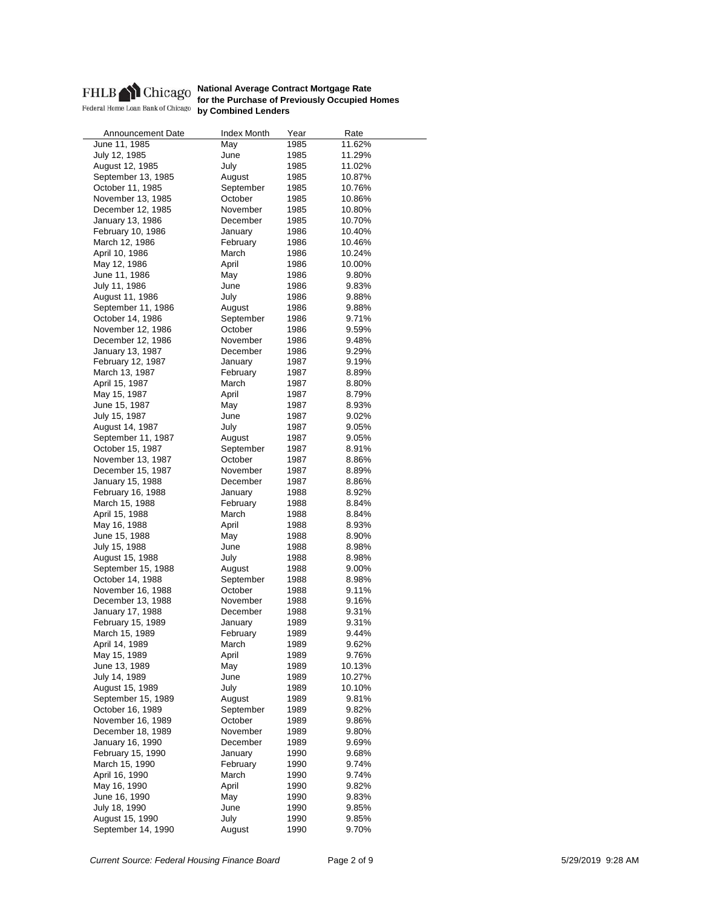FHLB Chicago
Federal Home Loan Bank of Chicago

**National Average Contract Mortgage Rate for the Purchase of Previously Occupied Homes by Combined Lenders**

| Announcement Date | Index Month | Year | Rate |
|---|---|---|---|
| June 11, 1985 | May | 1985 | 11.62% |
| July 12, 1985 | June | 1985 | 11.29% |
| August 12, 1985 | July | 1985 | 11.02% |
| September 13, 1985 | August | 1985 | 10.87% |
| October 11, 1985 | September | 1985 | 10.76% |
| November 13, 1985 | October | 1985 | 10.86% |
| December 12, 1985 | November | 1985 | 10.80% |
| January 13, 1986 | December | 1985 | 10.70% |
| February 10, 1986 | January | 1986 | 10.40% |
| March 12, 1986 | February | 1986 | 10.46% |
| April 10, 1986 | March | 1986 | 10.24% |
| May 12, 1986 | April | 1986 | 10.00% |
| June 11, 1986 | May | 1986 | 9.80% |
| July 11, 1986 | June | 1986 | 9.83% |
| August 11, 1986 | July | 1986 | 9.88% |
| September 11, 1986 | August | 1986 | 9.88% |
| October 14, 1986 | September | 1986 | 9.71% |
| November 12, 1986 | October | 1986 | 9.59% |
| December 12, 1986 | November | 1986 | 9.48% |
| January 13, 1987 | December | 1986 | 9.29% |
| February 12, 1987 | January | 1987 | 9.19% |
| March 13, 1987 | February | 1987 | 8.89% |
| April 15, 1987 | March | 1987 | 8.80% |
| May 15, 1987 | April | 1987 | 8.79% |
| June 15, 1987 | May | 1987 | 8.93% |
| July 15, 1987 | June | 1987 | 9.02% |
| August 14, 1987 | July | 1987 | 9.05% |
| September 11, 1987 | August | 1987 | 9.05% |
| October 15, 1987 | September | 1987 | 8.91% |
| November 13, 1987 | October | 1987 | 8.86% |
| December 15, 1987 | November | 1987 | 8.89% |
| January 15, 1988 | December | 1987 | 8.86% |
| February 16, 1988 | January | 1988 | 8.92% |
| March 15, 1988 | February | 1988 | 8.84% |
| April 15, 1988 | March | 1988 | 8.84% |
| May 16, 1988 | April | 1988 | 8.93% |
| June 15, 1988 | May | 1988 | 8.90% |
| July 15, 1988 | June | 1988 | 8.98% |
| August 15, 1988 | July | 1988 | 8.98% |
| September 15, 1988 | August | 1988 | 9.00% |
| October 14, 1988 | September | 1988 | 8.98% |
| November 16, 1988 | October | 1988 | 9.11% |
| December 13, 1988 | November | 1988 | 9.16% |
| January 17, 1988 | December | 1988 | 9.31% |
| February 15, 1989 | January | 1989 | 9.31% |
| March 15, 1989 | February | 1989 | 9.44% |
| April 14, 1989 | March | 1989 | 9.62% |
| May 15, 1989 | April | 1989 | 9.76% |
| June 13, 1989 | May | 1989 | 10.13% |
| July 14, 1989 | June | 1989 | 10.27% |
| August 15, 1989 | July | 1989 | 10.10% |
| September 15, 1989 | August | 1989 | 9.81% |
| October 16, 1989 | September | 1989 | 9.82% |
| November 16, 1989 | October | 1989 | 9.86% |
| December 18, 1989 | November | 1989 | 9.80% |
| January 16, 1990 | December | 1989 | 9.69% |
| February 15, 1990 | January | 1990 | 9.68% |
| March 15, 1990 | February | 1990 | 9.74% |
| April 16, 1990 | March | 1990 | 9.74% |
| May 16, 1990 | April | 1990 | 9.82% |
| June 16, 1990 | May | 1990 | 9.83% |
| July 18, 1990 | June | 1990 | 9.85% |
| August 15, 1990 | July | 1990 | 9.85% |
| September 14, 1990 | August | 1990 | 9.70% |

*Current Source: Federal Housing Finance Board*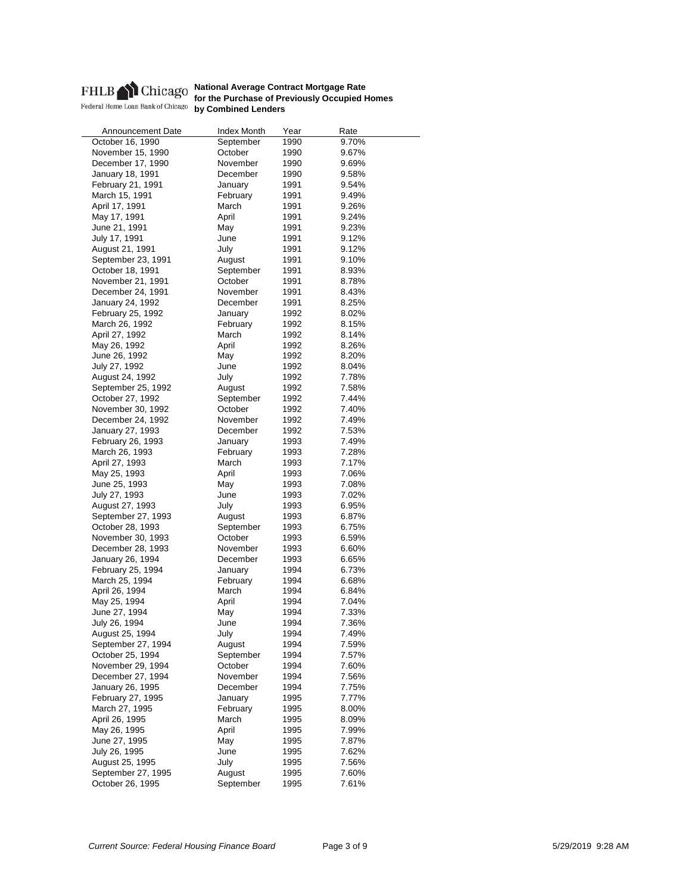FHLB Chicago
Federal Home Loan Bank of Chicago

**National Average Contract Mortgage Rate for the Purchase of Previously Occupied Homes by Combined Lenders**

| Announcement Date | Index Month | Year | Rate |
|---|---|---|---|
| October 16, 1990 | September | 1990 | 9.70% |
| November 15, 1990 | October | 1990 | 9.67% |
| December 17, 1990 | November | 1990 | 9.69% |
| January 18, 1991 | December | 1990 | 9.58% |
| February 21, 1991 | January | 1991 | 9.54% |
| March 15, 1991 | February | 1991 | 9.49% |
| April 17, 1991 | March | 1991 | 9.26% |
| May 17, 1991 | April | 1991 | 9.24% |
| June 21, 1991 | May | 1991 | 9.23% |
| July 17, 1991 | June | 1991 | 9.12% |
| August 21, 1991 | July | 1991 | 9.12% |
| September 23, 1991 | August | 1991 | 9.10% |
| October 18, 1991 | September | 1991 | 8.93% |
| November 21, 1991 | October | 1991 | 8.78% |
| December 24, 1991 | November | 1991 | 8.43% |
| January 24, 1992 | December | 1991 | 8.25% |
| February 25, 1992 | January | 1992 | 8.02% |
| March 26, 1992 | February | 1992 | 8.15% |
| April 27, 1992 | March | 1992 | 8.14% |
| May 26, 1992 | April | 1992 | 8.26% |
| June 26, 1992 | May | 1992 | 8.20% |
| July 27, 1992 | June | 1992 | 8.04% |
| August 24, 1992 | July | 1992 | 7.78% |
| September 25, 1992 | August | 1992 | 7.58% |
| October 27, 1992 | September | 1992 | 7.44% |
| November 30, 1992 | October | 1992 | 7.40% |
| December 24, 1992 | November | 1992 | 7.49% |
| January 27, 1993 | December | 1992 | 7.53% |
| February 26, 1993 | January | 1993 | 7.49% |
| March 26, 1993 | February | 1993 | 7.28% |
| April 27, 1993 | March | 1993 | 7.17% |
| May 25, 1993 | April | 1993 | 7.06% |
| June 25, 1993 | May | 1993 | 7.08% |
| July 27, 1993 | June | 1993 | 7.02% |
| August 27, 1993 | July | 1993 | 6.95% |
| September 27, 1993 | August | 1993 | 6.87% |
| October 28, 1993 | September | 1993 | 6.75% |
| November 30, 1993 | October | 1993 | 6.59% |
| December 28, 1993 | November | 1993 | 6.60% |
| January 26, 1994 | December | 1993 | 6.65% |
| February 25, 1994 | January | 1994 | 6.73% |
| March 25, 1994 | February | 1994 | 6.68% |
| April 26, 1994 | March | 1994 | 6.84% |
| May 25, 1994 | April | 1994 | 7.04% |
| June 27, 1994 | May | 1994 | 7.33% |
| July 26, 1994 | June | 1994 | 7.36% |
| August 25, 1994 | July | 1994 | 7.49% |
| September 27, 1994 | August | 1994 | 7.59% |
| October 25, 1994 | September | 1994 | 7.57% |
| November 29, 1994 | October | 1994 | 7.60% |
| December 27, 1994 | November | 1994 | 7.56% |
| January 26, 1995 | December | 1994 | 7.75% |
| February 27, 1995 | January | 1995 | 7.77% |
| March 27, 1995 | February | 1995 | 8.00% |
| April 26, 1995 | March | 1995 | 8.09% |
| May 26, 1995 | April | 1995 | 7.99% |
| June 27, 1995 | May | 1995 | 7.87% |
| July 26, 1995 | June | 1995 | 7.62% |
| August 25, 1995 | July | 1995 | 7.56% |
| September 27, 1995 | August | 1995 | 7.60% |
| October 26, 1995 | September | 1995 | 7.61% |

*Current Source: Federal Housing Finance Board*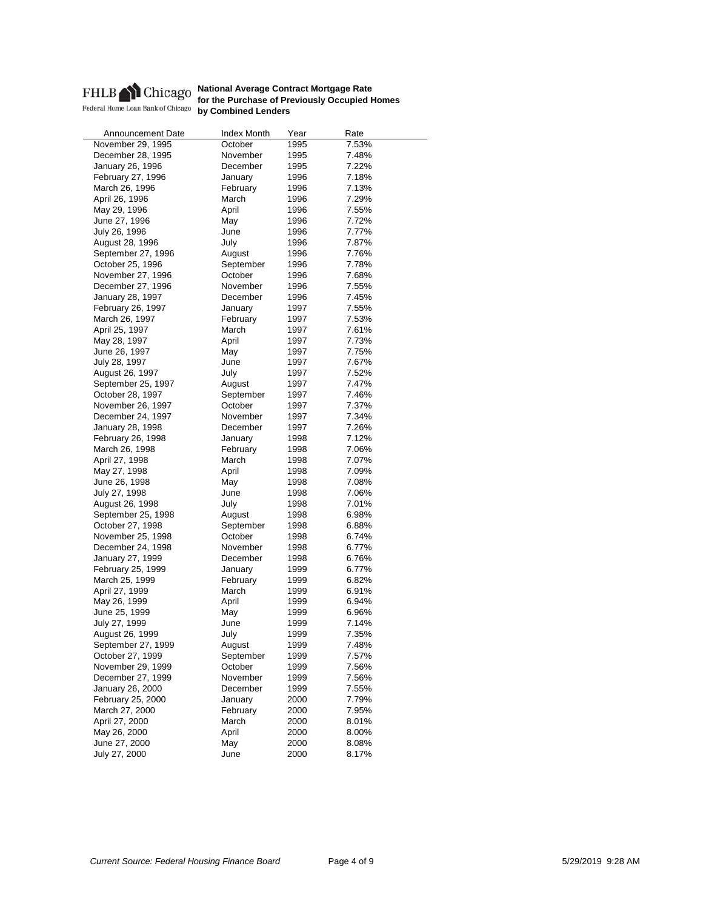FHLB Chicago
Federal Home Loan Bank of Chicago

**National Average Contract Mortgage Rate for the Purchase of Previously Occupied Homes by Combined Lenders**

| Announcement Date | Index Month | Year | Rate |
|---|---|---|---|
| November 29, 1995 | October | 1995 | 7.53% |
| December 28, 1995 | November | 1995 | 7.48% |
| January 26, 1996 | December | 1995 | 7.22% |
| February 27, 1996 | January | 1996 | 7.18% |
| March 26, 1996 | February | 1996 | 7.13% |
| April 26, 1996 | March | 1996 | 7.29% |
| May 29, 1996 | April | 1996 | 7.55% |
| June 27, 1996 | May | 1996 | 7.72% |
| July 26, 1996 | June | 1996 | 7.77% |
| August 28, 1996 | July | 1996 | 7.87% |
| September 27, 1996 | August | 1996 | 7.76% |
| October 25, 1996 | September | 1996 | 7.78% |
| November 27, 1996 | October | 1996 | 7.68% |
| December 27, 1996 | November | 1996 | 7.55% |
| January 28, 1997 | December | 1996 | 7.45% |
| February 26, 1997 | January | 1997 | 7.55% |
| March 26, 1997 | February | 1997 | 7.53% |
| April 25, 1997 | March | 1997 | 7.61% |
| May 28, 1997 | April | 1997 | 7.73% |
| June 26, 1997 | May | 1997 | 7.75% |
| July 28, 1997 | June | 1997 | 7.67% |
| August 26, 1997 | July | 1997 | 7.52% |
| September 25, 1997 | August | 1997 | 7.47% |
| October 28, 1997 | September | 1997 | 7.46% |
| November 26, 1997 | October | 1997 | 7.37% |
| December 24, 1997 | November | 1997 | 7.34% |
| January 28, 1998 | December | 1997 | 7.26% |
| February 26, 1998 | January | 1998 | 7.12% |
| March 26, 1998 | February | 1998 | 7.06% |
| April 27, 1998 | March | 1998 | 7.07% |
| May 27, 1998 | April | 1998 | 7.09% |
| June 26, 1998 | May | 1998 | 7.08% |
| July 27, 1998 | June | 1998 | 7.06% |
| August 26, 1998 | July | 1998 | 7.01% |
| September 25, 1998 | August | 1998 | 6.98% |
| October 27, 1998 | September | 1998 | 6.88% |
| November 25, 1998 | October | 1998 | 6.74% |
| December 24, 1998 | November | 1998 | 6.77% |
| January 27, 1999 | December | 1998 | 6.76% |
| February 25, 1999 | January | 1999 | 6.77% |
| March 25, 1999 | February | 1999 | 6.82% |
| April 27, 1999 | March | 1999 | 6.91% |
| May 26, 1999 | April | 1999 | 6.94% |
| June 25, 1999 | May | 1999 | 6.96% |
| July 27, 1999 | June | 1999 | 7.14% |
| August 26, 1999 | July | 1999 | 7.35% |
| September 27, 1999 | August | 1999 | 7.48% |
| October 27, 1999 | September | 1999 | 7.57% |
| November 29, 1999 | October | 1999 | 7.56% |
| December 27, 1999 | November | 1999 | 7.56% |
| January 26, 2000 | December | 1999 | 7.55% |
| February 25, 2000 | January | 2000 | 7.79% |
| March 27, 2000 | February | 2000 | 7.95% |
| April 27, 2000 | March | 2000 | 8.01% |
| May 26, 2000 | April | 2000 | 8.00% |
| June 27, 2000 | May | 2000 | 8.08% |
| July 27, 2000 | June | 2000 | 8.17% |

*Current Source: Federal Housing Finance Board*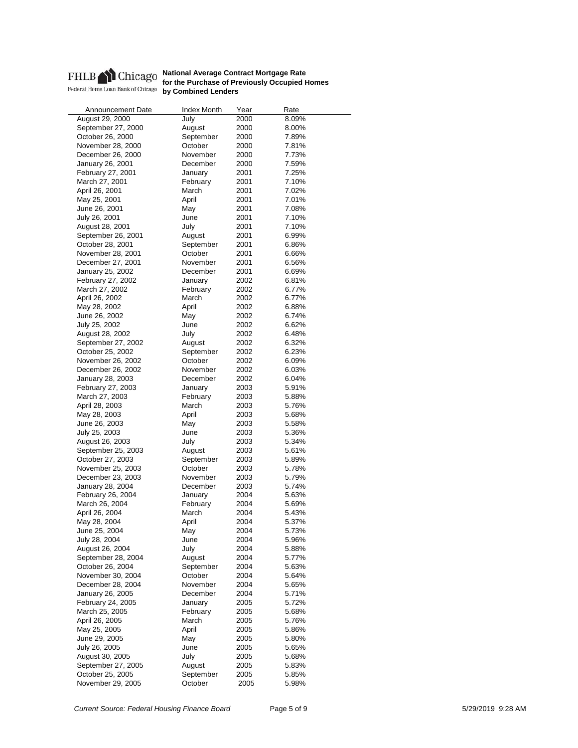FHLB Chicago
Federal Home Loan Bank of Chicago

**National Average Contract Mortgage Rate for the Purchase of Previously Occupied Homes by Combined Lenders**

| Announcement Date | Index Month | Year | Rate |
|---|---|---|---|
| August 29, 2000 | July | 2000 | 8.09% |
| September 27, 2000 | August | 2000 | 8.00% |
| October 26, 2000 | September | 2000 | 7.89% |
| November 28, 2000 | October | 2000 | 7.81% |
| December 26, 2000 | November | 2000 | 7.73% |
| January 26, 2001 | December | 2000 | 7.59% |
| February 27, 2001 | January | 2001 | 7.25% |
| March 27, 2001 | February | 2001 | 7.10% |
| April 26, 2001 | March | 2001 | 7.02% |
| May 25, 2001 | April | 2001 | 7.01% |
| June 26, 2001 | May | 2001 | 7.08% |
| July 26, 2001 | June | 2001 | 7.10% |
| August 28, 2001 | July | 2001 | 7.10% |
| September 26, 2001 | August | 2001 | 6.99% |
| October 28, 2001 | September | 2001 | 6.86% |
| November 28, 2001 | October | 2001 | 6.66% |
| December 27, 2001 | November | 2001 | 6.56% |
| January 25, 2002 | December | 2001 | 6.69% |
| February 27, 2002 | January | 2002 | 6.81% |
| March 27, 2002 | February | 2002 | 6.77% |
| April 26, 2002 | March | 2002 | 6.77% |
| May 28, 2002 | April | 2002 | 6.88% |
| June 26, 2002 | May | 2002 | 6.74% |
| July 25, 2002 | June | 2002 | 6.62% |
| August 28, 2002 | July | 2002 | 6.48% |
| September 27, 2002 | August | 2002 | 6.32% |
| October 25, 2002 | September | 2002 | 6.23% |
| November 26, 2002 | October | 2002 | 6.09% |
| December 26, 2002 | November | 2002 | 6.03% |
| January 28, 2003 | December | 2002 | 6.04% |
| February 27, 2003 | January | 2003 | 5.91% |
| March 27, 2003 | February | 2003 | 5.88% |
| April 28, 2003 | March | 2003 | 5.76% |
| May 28, 2003 | April | 2003 | 5.68% |
| June 26, 2003 | May | 2003 | 5.58% |
| July 25, 2003 | June | 2003 | 5.36% |
| August 26, 2003 | July | 2003 | 5.34% |
| September 25, 2003 | August | 2003 | 5.61% |
| October 27, 2003 | September | 2003 | 5.89% |
| November 25, 2003 | October | 2003 | 5.78% |
| December 23, 2003 | November | 2003 | 5.79% |
| January 28, 2004 | December | 2003 | 5.74% |
| February 26, 2004 | January | 2004 | 5.63% |
| March 26, 2004 | February | 2004 | 5.69% |
| April 26, 2004 | March | 2004 | 5.43% |
| May 28, 2004 | April | 2004 | 5.37% |
| June 25, 2004 | May | 2004 | 5.73% |
| July 28, 2004 | June | 2004 | 5.96% |
| August 26, 2004 | July | 2004 | 5.88% |
| September 28, 2004 | August | 2004 | 5.77% |
| October 26, 2004 | September | 2004 | 5.63% |
| November 30, 2004 | October | 2004 | 5.64% |
| December 28, 2004 | November | 2004 | 5.65% |
| January 26, 2005 | December | 2004 | 5.71% |
| February 24, 2005 | January | 2005 | 5.72% |
| March 25, 2005 | February | 2005 | 5.68% |
| April 26, 2005 | March | 2005 | 5.76% |
| May 25, 2005 | April | 2005 | 5.86% |
| June 29, 2005 | May | 2005 | 5.80% |
| July 26, 2005 | June | 2005 | 5.65% |
| August 30, 2005 | July | 2005 | 5.68% |
| September 27, 2005 | August | 2005 | 5.83% |
| October 25, 2005 | September | 2005 | 5.85% |
| November 29, 2005 | October | 2005 | 5.98% |

*Current Source: Federal Housing Finance Board*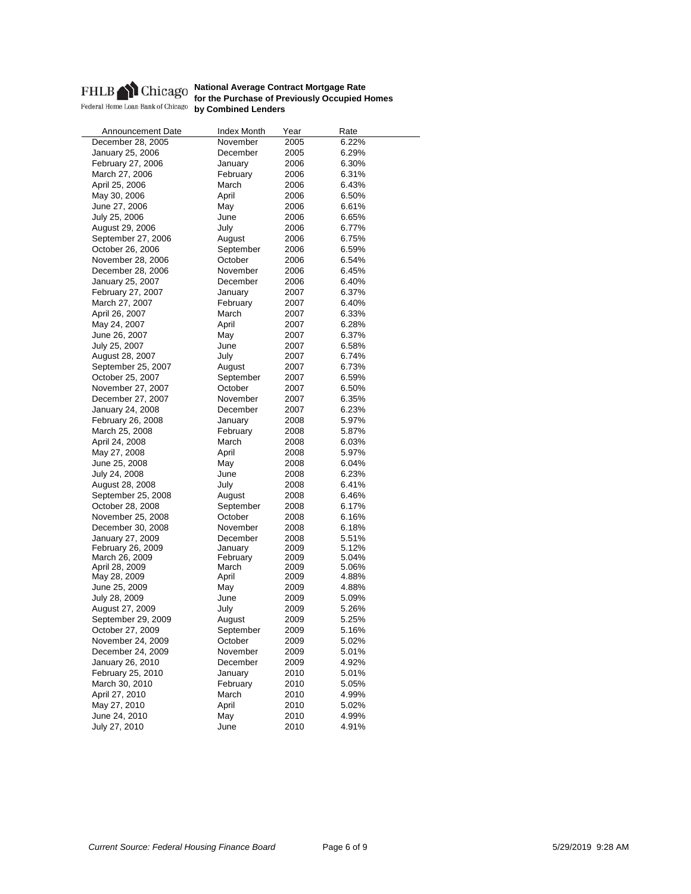FHLB Chicago
Federal Home Loan Bank of Chicago

**National Average Contract Mortgage Rate for the Purchase of Previously Occupied Homes by Combined Lenders**

| Announcement Date | Index Month | Year | Rate |
|---|---|---|---|
| December 28, 2005 | November | 2005 | 6.22% |
| January 25, 2006 | December | 2005 | 6.29% |
| February 27, 2006 | January | 2006 | 6.30% |
| March 27, 2006 | February | 2006 | 6.31% |
| April 25, 2006 | March | 2006 | 6.43% |
| May 30, 2006 | April | 2006 | 6.50% |
| June 27, 2006 | May | 2006 | 6.61% |
| July 25, 2006 | June | 2006 | 6.65% |
| August 29, 2006 | July | 2006 | 6.77% |
| September 27, 2006 | August | 2006 | 6.75% |
| October 26, 2006 | September | 2006 | 6.59% |
| November 28, 2006 | October | 2006 | 6.54% |
| December 28, 2006 | November | 2006 | 6.45% |
| January 25, 2007 | December | 2006 | 6.40% |
| February 27, 2007 | January | 2007 | 6.37% |
| March 27, 2007 | February | 2007 | 6.40% |
| April 26, 2007 | March | 2007 | 6.33% |
| May 24, 2007 | April | 2007 | 6.28% |
| June 26, 2007 | May | 2007 | 6.37% |
| July 25, 2007 | June | 2007 | 6.58% |
| August 28, 2007 | July | 2007 | 6.74% |
| September 25, 2007 | August | 2007 | 6.73% |
| October 25, 2007 | September | 2007 | 6.59% |
| November 27, 2007 | October | 2007 | 6.50% |
| December 27, 2007 | November | 2007 | 6.35% |
| January 24, 2008 | December | 2007 | 6.23% |
| February 26, 2008 | January | 2008 | 5.97% |
| March 25, 2008 | February | 2008 | 5.87% |
| April 24, 2008 | March | 2008 | 6.03% |
| May 27, 2008 | April | 2008 | 5.97% |
| June 25, 2008 | May | 2008 | 6.04% |
| July 24, 2008 | June | 2008 | 6.23% |
| August 28, 2008 | July | 2008 | 6.41% |
| September 25, 2008 | August | 2008 | 6.46% |
| October 28, 2008 | September | 2008 | 6.17% |
| November 25, 2008 | October | 2008 | 6.16% |
| December 30, 2008 | November | 2008 | 6.18% |
| January 27, 2009 | December | 2008 | 5.51% |
| February 26, 2009 | January | 2009 | 5.12% |
| March 26, 2009 | February | 2009 | 5.04% |
| April 28, 2009 | March | 2009 | 5.06% |
| May 28, 2009 | April | 2009 | 4.88% |
| June 25, 2009 | May | 2009 | 4.88% |
| July 28, 2009 | June | 2009 | 5.09% |
| August 27, 2009 | July | 2009 | 5.26% |
| September 29, 2009 | August | 2009 | 5.25% |
| October 27, 2009 | September | 2009 | 5.16% |
| November 24, 2009 | October | 2009 | 5.02% |
| December 24, 2009 | November | 2009 | 5.01% |
| January 26, 2010 | December | 2009 | 4.92% |
| February 25, 2010 | January | 2010 | 5.01% |
| March 30, 2010 | February | 2010 | 5.05% |
| April 27, 2010 | March | 2010 | 4.99% |
| May 27, 2010 | April | 2010 | 5.02% |
| June 24, 2010 | May | 2010 | 4.99% |
| July 27, 2010 | June | 2010 | 4.91% |

*Current Source: Federal Housing Finance Board*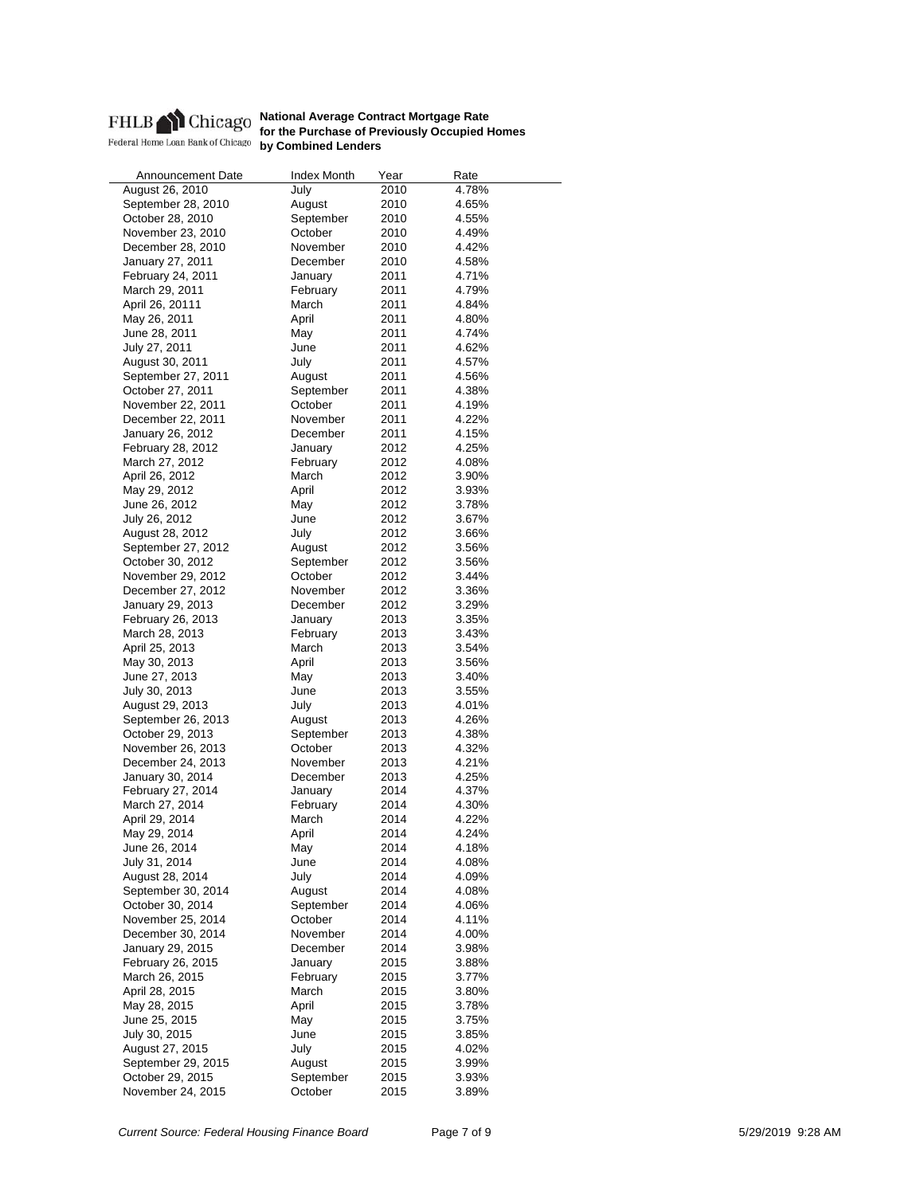**FHLB Chicago**
Federal Home Loan Bank of Chicago

**National Average Contract Mortgage Rate for the Purchase of Previously Occupied Homes by Combined Lenders**

| Announcement Date | Index Month | Year | Rate |
|---|---|---|---|
| August 26, 2010 | July | 2010 | 4.78% |
| September 28, 2010 | August | 2010 | 4.65% |
| October 28, 2010 | September | 2010 | 4.55% |
| November 23, 2010 | October | 2010 | 4.49% |
| December 28, 2010 | November | 2010 | 4.42% |
| January 27, 2011 | December | 2010 | 4.58% |
| February 24, 2011 | January | 2011 | 4.71% |
| March 29, 2011 | February | 2011 | 4.79% |
| April 26, 20111 | March | 2011 | 4.84% |
| May 26, 2011 | April | 2011 | 4.80% |
| June 28, 2011 | May | 2011 | 4.74% |
| July 27, 2011 | June | 2011 | 4.62% |
| August 30, 2011 | July | 2011 | 4.57% |
| September 27, 2011 | August | 2011 | 4.56% |
| October 27, 2011 | September | 2011 | 4.38% |
| November 22, 2011 | October | 2011 | 4.19% |
| December 22, 2011 | November | 2011 | 4.22% |
| January 26, 2012 | December | 2011 | 4.15% |
| February 28, 2012 | January | 2012 | 4.25% |
| March 27, 2012 | February | 2012 | 4.08% |
| April 26, 2012 | March | 2012 | 3.90% |
| May 29, 2012 | April | 2012 | 3.93% |
| June 26, 2012 | May | 2012 | 3.78% |
| July 26, 2012 | June | 2012 | 3.67% |
| August 28, 2012 | July | 2012 | 3.66% |
| September 27, 2012 | August | 2012 | 3.56% |
| October 30, 2012 | September | 2012 | 3.56% |
| November 29, 2012 | October | 2012 | 3.44% |
| December 27, 2012 | November | 2012 | 3.36% |
| January 29, 2013 | December | 2012 | 3.29% |
| February 26, 2013 | January | 2013 | 3.35% |
| March 28, 2013 | February | 2013 | 3.43% |
| April 25, 2013 | March | 2013 | 3.54% |
| May 30, 2013 | April | 2013 | 3.56% |
| June 27, 2013 | May | 2013 | 3.40% |
| July 30, 2013 | June | 2013 | 3.55% |
| August 29, 2013 | July | 2013 | 4.01% |
| September 26, 2013 | August | 2013 | 4.26% |
| October 29, 2013 | September | 2013 | 4.38% |
| November 26, 2013 | October | 2013 | 4.32% |
| December 24, 2013 | November | 2013 | 4.21% |
| January 30, 2014 | December | 2013 | 4.25% |
| February 27, 2014 | January | 2014 | 4.37% |
| March 27, 2014 | February | 2014 | 4.30% |
| April 29, 2014 | March | 2014 | 4.22% |
| May 29, 2014 | April | 2014 | 4.24% |
| June 26, 2014 | May | 2014 | 4.18% |
| July 31, 2014 | June | 2014 | 4.08% |
| August 28, 2014 | July | 2014 | 4.09% |
| September 30, 2014 | August | 2014 | 4.08% |
| October 30, 2014 | September | 2014 | 4.06% |
| November 25, 2014 | October | 2014 | 4.11% |
| December 30, 2014 | November | 2014 | 4.00% |
| January 29, 2015 | December | 2014 | 3.98% |
| February 26, 2015 | January | 2015 | 3.88% |
| March 26, 2015 | February | 2015 | 3.77% |
| April 28, 2015 | March | 2015 | 3.80% |
| May 28, 2015 | April | 2015 | 3.78% |
| June 25, 2015 | May | 2015 | 3.75% |
| July 30, 2015 | June | 2015 | 3.85% |
| August 27, 2015 | July | 2015 | 4.02% |
| September 29, 2015 | August | 2015 | 3.99% |
| October 29, 2015 | September | 2015 | 3.93% |
| November 24, 2015 | October | 2015 | 3.89% |

*Current Source: Federal Housing Finance Board*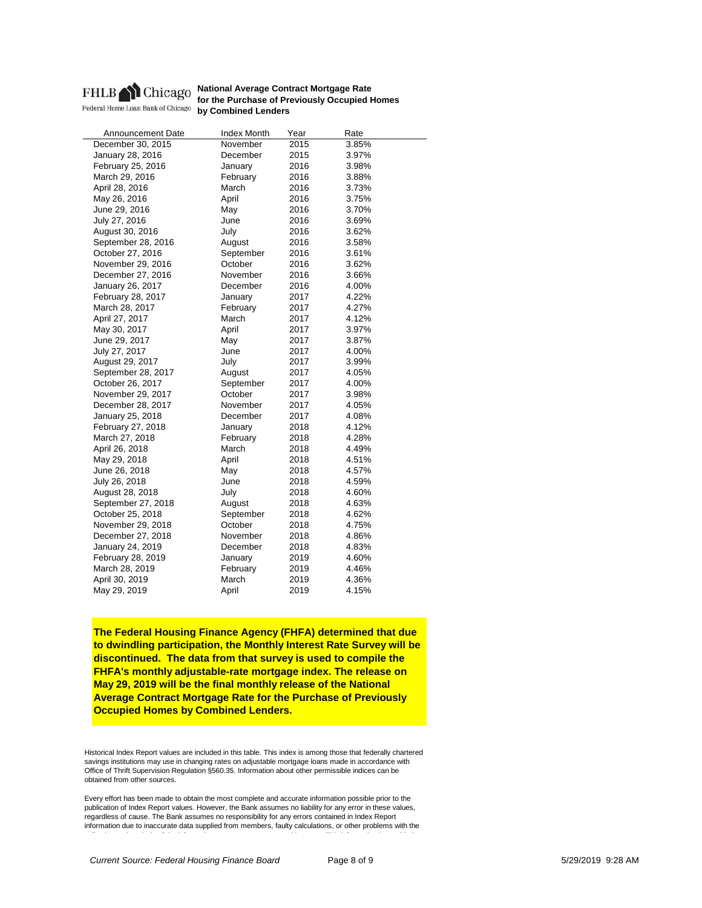FHLB Chicago
Federal Home Loan Bank of Chicago

**National Average Contract Mortgage Rate for the Purchase of Previously Occupied Homes by Combined Lenders**

| Announcement Date | Index Month | Year | Rate |
|---|---|---|---|
| December 30, 2015 | November | 2015 | 3.85% |
| January 28, 2016 | December | 2015 | 3.97% |
| February 25, 2016 | January | 2016 | 3.98% |
| March 29, 2016 | February | 2016 | 3.88% |
| April 28, 2016 | March | 2016 | 3.73% |
| May 26, 2016 | April | 2016 | 3.75% |
| June 29, 2016 | May | 2016 | 3.70% |
| July 27, 2016 | June | 2016 | 3.69% |
| August 30, 2016 | July | 2016 | 3.62% |
| September 28, 2016 | August | 2016 | 3.58% |
| October 27, 2016 | September | 2016 | 3.61% |
| November 29, 2016 | October | 2016 | 3.62% |
| December 27, 2016 | November | 2016 | 3.66% |
| January 26, 2017 | December | 2016 | 4.00% |
| February 28, 2017 | January | 2017 | 4.22% |
| March 28, 2017 | February | 2017 | 4.27% |
| April 27, 2017 | March | 2017 | 4.12% |
| May 30, 2017 | April | 2017 | 3.97% |
| June 29, 2017 | May | 2017 | 3.87% |
| July 27, 2017 | June | 2017 | 4.00% |
| August 29, 2017 | July | 2017 | 3.99% |
| September 28, 2017 | August | 2017 | 4.05% |
| October 26, 2017 | September | 2017 | 4.00% |
| November 29, 2017 | October | 2017 | 3.98% |
| December 28, 2017 | November | 2017 | 4.05% |
| January 25, 2018 | December | 2017 | 4.08% |
| February 27, 2018 | January | 2018 | 4.12% |
| March 27, 2018 | February | 2018 | 4.28% |
| April 26, 2018 | March | 2018 | 4.49% |
| May 29, 2018 | April | 2018 | 4.51% |
| June 26, 2018 | May | 2018 | 4.57% |
| July 26, 2018 | June | 2018 | 4.59% |
| August 28, 2018 | July | 2018 | 4.60% |
| September 27, 2018 | August | 2018 | 4.63% |
| October 25, 2018 | September | 2018 | 4.62% |
| November 29, 2018 | October | 2018 | 4.75% |
| December 27, 2018 | November | 2018 | 4.86% |
| January 24, 2019 | December | 2018 | 4.83% |
| February 28, 2019 | January | 2019 | 4.60% |
| March 28, 2019 | February | 2019 | 4.46% |
| April 30, 2019 | March | 2019 | 4.36% |
| May 29, 2019 | April | 2019 | 4.15% |

**The Federal Housing Finance Agency (FHFA) determined that due to dwindling participation, the Monthly Interest Rate Survey will be discontinued. The data from that survey is used to compile the FHFA's monthly adjustable-rate mortgage index. The release on May 29, 2019 will be the final monthly release of the National Average Contract Mortgage Rate for the Purchase of Previously Occupied Homes by Combined Lenders.**

Historical Index Report values are included in this table. This index is among those that federally chartered savings institutions may use in changing rates on adjustable mortgage loans made in accordance with Office of Thrift Supervision Regulation §560.35. Information about other permissible indices can be obtained from other sources.

Every effort has been made to obtain the most complete and accurate information possible prior to the publication of Index Report values. However, the Bank assumes no liability for any error in these values, regardless of cause. The Bank assumes no responsibility for any errors contained in Index Report information due to inaccurate data supplied from members, faulty calculations, or other problems with the

*Current Source: Federal Housing Finance Board*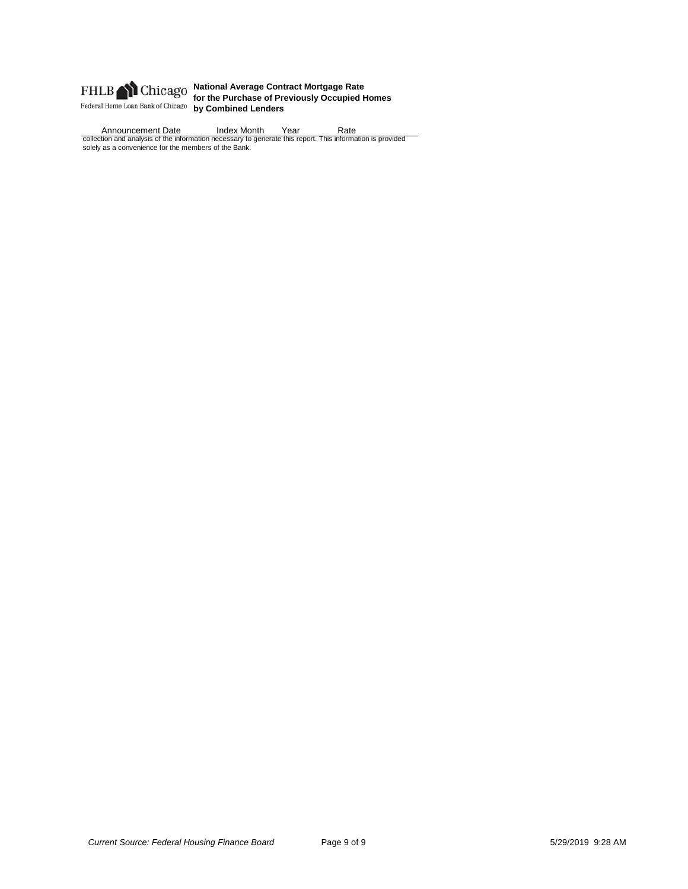FHLB Chicago
Federal Home Loan Bank of Chicago

**National Average Contract Mortgage Rate for the Purchase of Previously Occupied Homes by Combined Lenders**

| Announcement Date | Index Month | Year | Rate |
|---|---|---|---|

collection and analysis of the information necessary to generate this report. This information is provided solely as a convenience for the members of the Bank.

*Current Source: Federal Housing Finance Board*

5/29/2019 9:28 AM